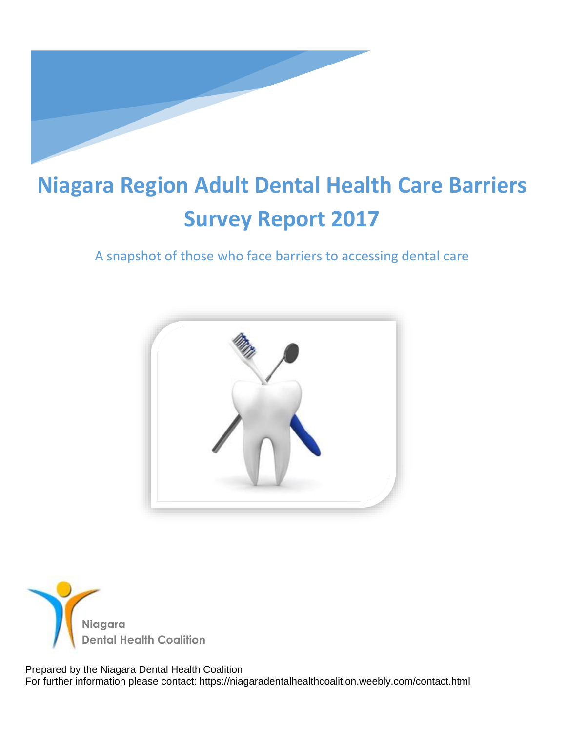# Niagara Region Adult Dental Health Care Barriers Survey Report 2017

A snapshot of those who face barriers to accessing dental care

Niagara
Dental Health Coalition

Prepared by the Niagara Dental Health Coalition
For further information please contact: https://niagaradentalhealthcoalition.weebly.com/contact.html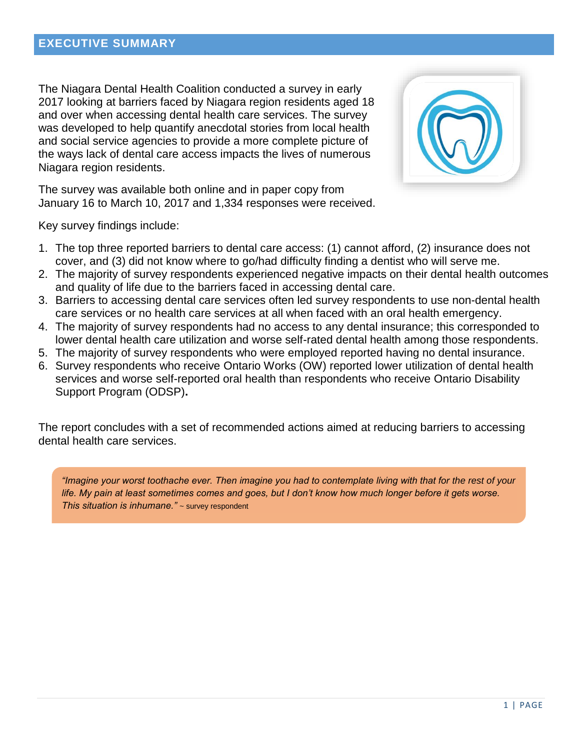## EXECUTIVE SUMMARY

The Niagara Dental Health Coalition conducted a survey in early 2017 looking at barriers faced by Niagara region residents aged 18 and over when accessing dental health care services. The survey was developed to help quantify anecdotal stories from local health and social service agencies to provide a more complete picture of the ways lack of dental care access impacts the lives of numerous Niagara region residents.

The survey was available both online and in paper copy from January 16 to March 10, 2017 and 1,334 responses were received.

Key survey findings include:

1. The top three reported barriers to dental care access: (1) cannot afford, (2) insurance does not cover, and (3) did not know where to go/had difficulty finding a dentist who will serve me.
2. The majority of survey respondents experienced negative impacts on their dental health outcomes and quality of life due to the barriers faced in accessing dental care.
3. Barriers to accessing dental care services often led survey respondents to use non-dental health care services or no health care services at all when faced with an oral health emergency.
4. The majority of survey respondents had no access to any dental insurance; this corresponded to lower dental health care utilization and worse self-rated dental health among those respondents.
5. The majority of survey respondents who were employed reported having no dental insurance.
6. Survey respondents who receive Ontario Works (OW) reported lower utilization of dental health services and worse self-reported oral health than respondents who receive Ontario Disability Support Program (ODSP)**.**

The report concludes with a set of recommended actions aimed at reducing barriers to accessing dental health care services.

> *"Imagine your worst toothache ever. Then imagine you had to contemplate living with that for the rest of your life. My pain at least sometimes comes and goes, but I don't know how much longer before it gets worse. This situation is inhumane."* ~ survey respondent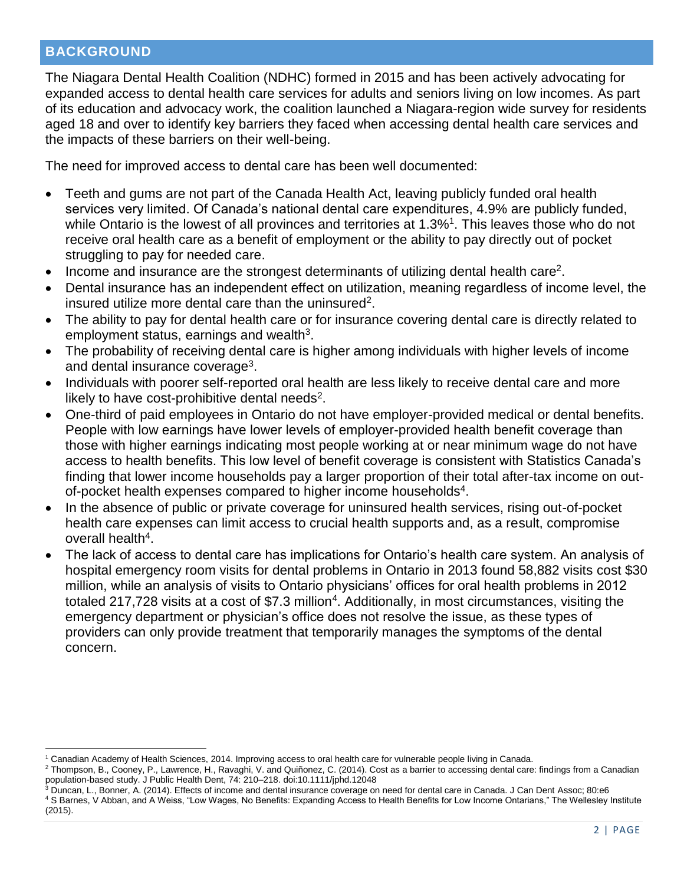## BACKGROUND

The Niagara Dental Health Coalition (NDHC) formed in 2015 and has been actively advocating for expanded access to dental health care services for adults and seniors living on low incomes. As part of its education and advocacy work, the coalition launched a Niagara-region wide survey for residents aged 18 and over to identify key barriers they faced when accessing dental health care services and the impacts of these barriers on their well-being.

The need for improved access to dental care has been well documented:

- Teeth and gums are not part of the Canada Health Act, leaving publicly funded oral health services very limited. Of Canada's national dental care expenditures, 4.9% are publicly funded, while Ontario is the lowest of all provinces and territories at 1.3%[1]. This leaves those who do not receive oral health care as a benefit of employment or the ability to pay directly out of pocket struggling to pay for needed care.
- Income and insurance are the strongest determinants of utilizing dental health care[2].
- Dental insurance has an independent effect on utilization, meaning regardless of income level, the insured utilize more dental care than the uninsured[2].
- The ability to pay for dental health care or for insurance covering dental care is directly related to employment status, earnings and wealth[3].
- The probability of receiving dental care is higher among individuals with higher levels of income and dental insurance coverage[3].
- Individuals with poorer self-reported oral health are less likely to receive dental care and more likely to have cost-prohibitive dental needs[2].
- One-third of paid employees in Ontario do not have employer-provided medical or dental benefits. People with low earnings have lower levels of employer-provided health benefit coverage than those with higher earnings indicating most people working at or near minimum wage do not have access to health benefits. This low level of benefit coverage is consistent with Statistics Canada's finding that lower income households pay a larger proportion of their total after-tax income on out-of-pocket health expenses compared to higher income households[4].
- In the absence of public or private coverage for uninsured health services, rising out-of-pocket health care expenses can limit access to crucial health supports and, as a result, compromise overall health[4].
- The lack of access to dental care has implications for Ontario's health care system. An analysis of hospital emergency room visits for dental problems in Ontario in 2013 found 58,882 visits cost $30 million, while an analysis of visits to Ontario physicians' offices for oral health problems in 2012 totaled 217,728 visits at a cost of $7.3 million[4]. Additionally, in most circumstances, visiting the emergency department or physician's office does not resolve the issue, as these types of providers can only provide treatment that temporarily manages the symptoms of the dental concern.

---

[1] Canadian Academy of Health Sciences, 2014. Improving access to oral health care for vulnerable people living in Canada.

[2] Thompson, B., Cooney, P., Lawrence, H., Ravaghi, V. and Quiñonez, C. (2014). Cost as a barrier to accessing dental care: findings from a Canadian population-based study. J Public Health Dent, 74: 210–218. doi:10.1111/jphd.12048

[3] Duncan, L., Bonner, A. (2014). Effects of income and dental insurance coverage on need for dental care in Canada. J Can Dent Assoc; 80:e6

[4] S Barnes, V Abban, and A Weiss, "Low Wages, No Benefits: Expanding Access to Health Benefits for Low Income Ontarians," The Wellesley Institute (2015).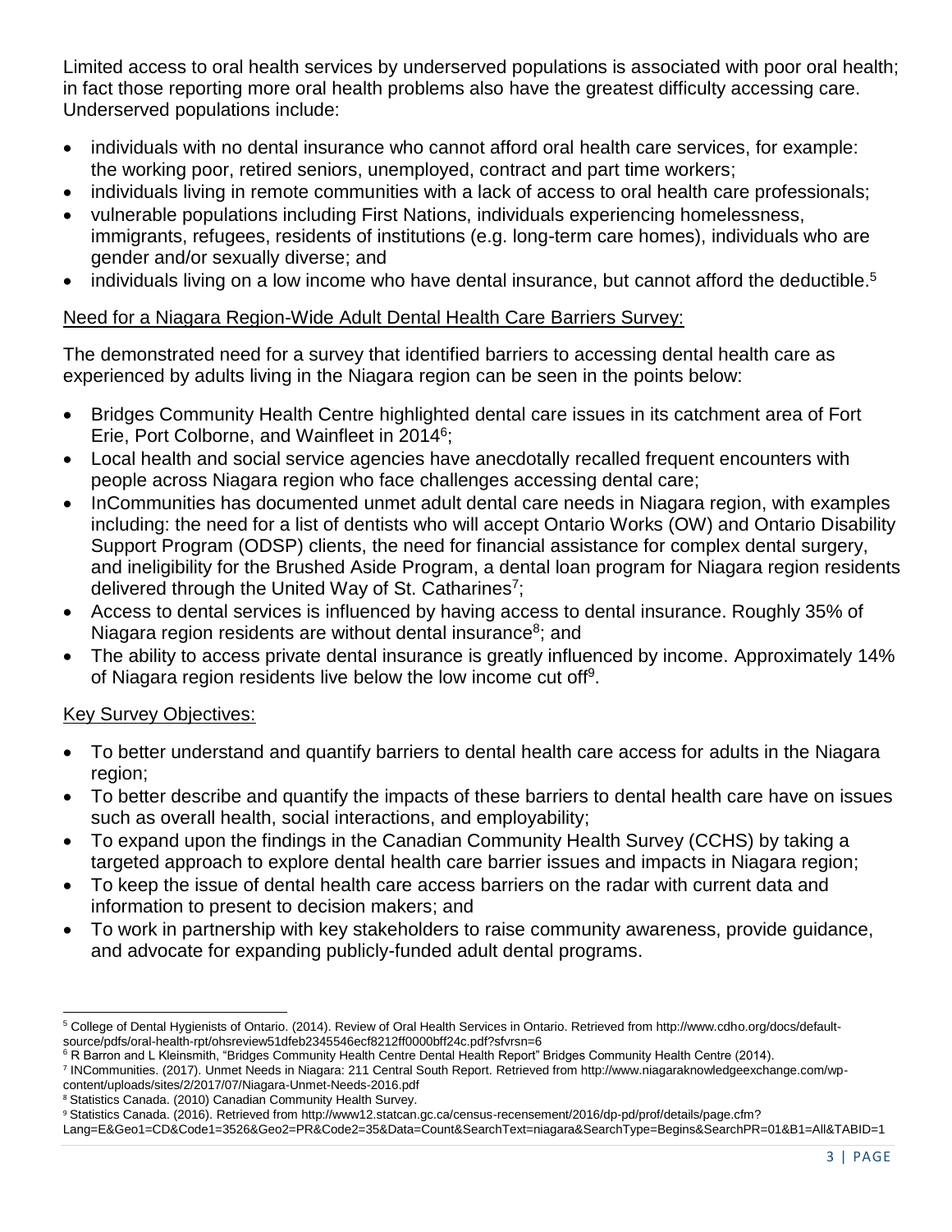Limited access to oral health services by underserved populations is associated with poor oral health; in fact those reporting more oral health problems also have the greatest difficulty accessing care. Underserved populations include:

- individuals with no dental insurance who cannot afford oral health care services, for example: the working poor, retired seniors, unemployed, contract and part time workers;
- individuals living in remote communities with a lack of access to oral health care professionals;
- vulnerable populations including First Nations, individuals experiencing homelessness, immigrants, refugees, residents of institutions (e.g. long-term care homes), individuals who are gender and/or sexually diverse; and
- individuals living on a low income who have dental insurance, but cannot afford the deductible.[5]

## Need for a Niagara Region-Wide Adult Dental Health Care Barriers Survey:

The demonstrated need for a survey that identified barriers to accessing dental health care as experienced by adults living in the Niagara region can be seen in the points below:

- Bridges Community Health Centre highlighted dental care issues in its catchment area of Fort Erie, Port Colborne, and Wainfleet in 2014[6];
- Local health and social service agencies have anecdotally recalled frequent encounters with people across Niagara region who face challenges accessing dental care;
- InCommunities has documented unmet adult dental care needs in Niagara region, with examples including: the need for a list of dentists who will accept Ontario Works (OW) and Ontario Disability Support Program (ODSP) clients, the need for financial assistance for complex dental surgery, and ineligibility for the Brushed Aside Program, a dental loan program for Niagara region residents delivered through the United Way of St. Catharines[7];
- Access to dental services is influenced by having access to dental insurance. Roughly 35% of Niagara region residents are without dental insurance[8]; and
- The ability to access private dental insurance is greatly influenced by income. Approximately 14% of Niagara region residents live below the low income cut off[9].

## Key Survey Objectives:

- To better understand and quantify barriers to dental health care access for adults in the Niagara region;
- To better describe and quantify the impacts of these barriers to dental health care have on issues such as overall health, social interactions, and employability;
- To expand upon the findings in the Canadian Community Health Survey (CCHS) by taking a targeted approach to explore dental health care barrier issues and impacts in Niagara region;
- To keep the issue of dental health care access barriers on the radar with current data and information to present to decision makers; and
- To work in partnership with key stakeholders to raise community awareness, provide guidance, and advocate for expanding publicly-funded adult dental programs.

---

[5] College of Dental Hygienists of Ontario. (2014). Review of Oral Health Services in Ontario. Retrieved from http://www.cdho.org/docs/default-source/pdfs/oral-health-rpt/ohsreview51dfeb2345546ecf8212ff0000bff24c.pdf?sfvrsn=6

[6] R Barron and L Kleinsmith, "Bridges Community Health Centre Dental Health Report" Bridges Community Health Centre (2014).

[7] INCommunities. (2017). Unmet Needs in Niagara: 211 Central South Report. Retrieved from http://www.niagaraknowledgeexchange.com/wp-content/uploads/sites/2/2017/07/Niagara-Unmet-Needs-2016.pdf

[8] Statistics Canada. (2010) Canadian Community Health Survey.

[9] Statistics Canada. (2016). Retrieved from http://www12.statcan.gc.ca/census-recensement/2016/dp-pd/prof/details/page.cfm?Lang=E&Geo1=CD&Code1=3526&Geo2=PR&Code2=35&Data=Count&SearchText=niagara&SearchType=Begins&SearchPR=01&B1=All&TABID=1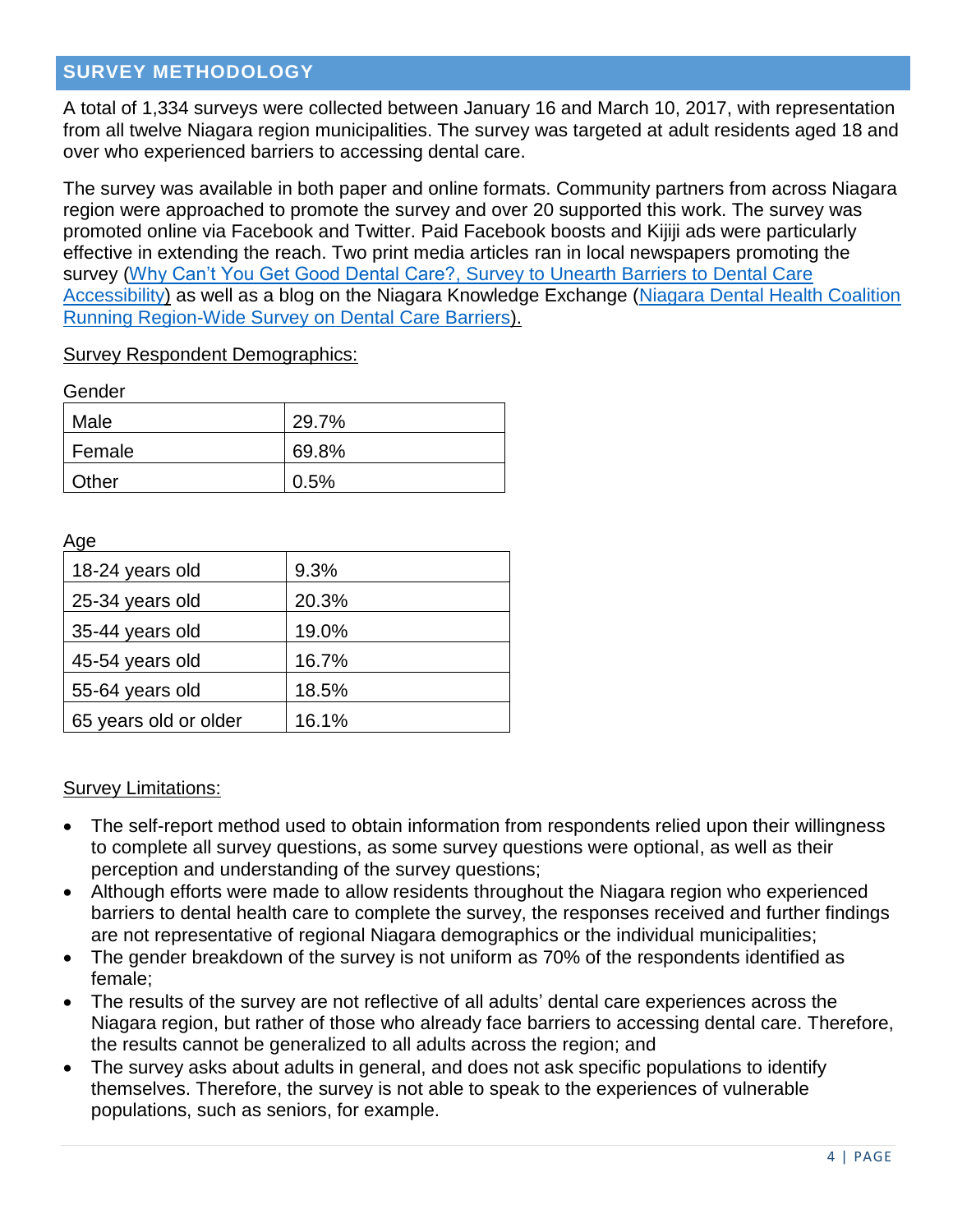## SURVEY METHODOLOGY

A total of 1,334 surveys were collected between January 16 and March 10, 2017, with representation from all twelve Niagara region municipalities. The survey was targeted at adult residents aged 18 and over who experienced barriers to accessing dental care.

The survey was available in both paper and online formats. Community partners from across Niagara region were approached to promote the survey and over 20 supported this work. The survey was promoted online via Facebook and Twitter. Paid Facebook boosts and Kijiji ads were particularly effective in extending the reach. Two print media articles ran in local newspapers promoting the survey (Why Can't You Get Good Dental Care?, Survey to Unearth Barriers to Dental Care Accessibility) as well as a blog on the Niagara Knowledge Exchange (Niagara Dental Health Coalition Running Region-Wide Survey on Dental Care Barriers).

Survey Respondent Demographics:

Gender

| | |
|---|---|
| Male | 29.7% |
| Female | 69.8% |
| Other | 0.5% |

Age

| | |
|---|---|
| 18-24 years old | 9.3% |
| 25-34 years old | 20.3% |
| 35-44 years old | 19.0% |
| 45-54 years old | 16.7% |
| 55-64 years old | 18.5% |
| 65 years old or older | 16.1% |

Survey Limitations:

- The self-report method used to obtain information from respondents relied upon their willingness to complete all survey questions, as some survey questions were optional, as well as their perception and understanding of the survey questions;
- Although efforts were made to allow residents throughout the Niagara region who experienced barriers to dental health care to complete the survey, the responses received and further findings are not representative of regional Niagara demographics or the individual municipalities;
- The gender breakdown of the survey is not uniform as 70% of the respondents identified as female;
- The results of the survey are not reflective of all adults' dental care experiences across the Niagara region, but rather of those who already face barriers to accessing dental care. Therefore, the results cannot be generalized to all adults across the region; and
- The survey asks about adults in general, and does not ask specific populations to identify themselves. Therefore, the survey is not able to speak to the experiences of vulnerable populations, such as seniors, for example.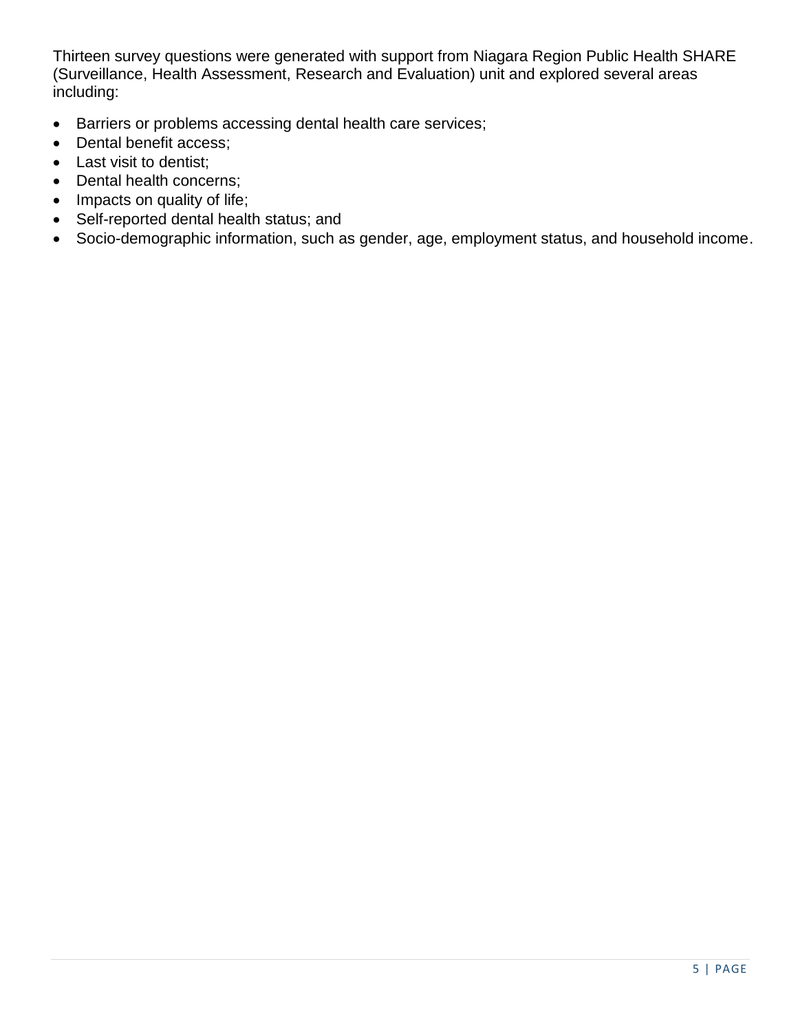Thirteen survey questions were generated with support from Niagara Region Public Health SHARE (Surveillance, Health Assessment, Research and Evaluation) unit and explored several areas including:

- Barriers or problems accessing dental health care services;
- Dental benefit access;
- Last visit to dentist;
- Dental health concerns;
- Impacts on quality of life;
- Self-reported dental health status; and
- Socio-demographic information, such as gender, age, employment status, and household income.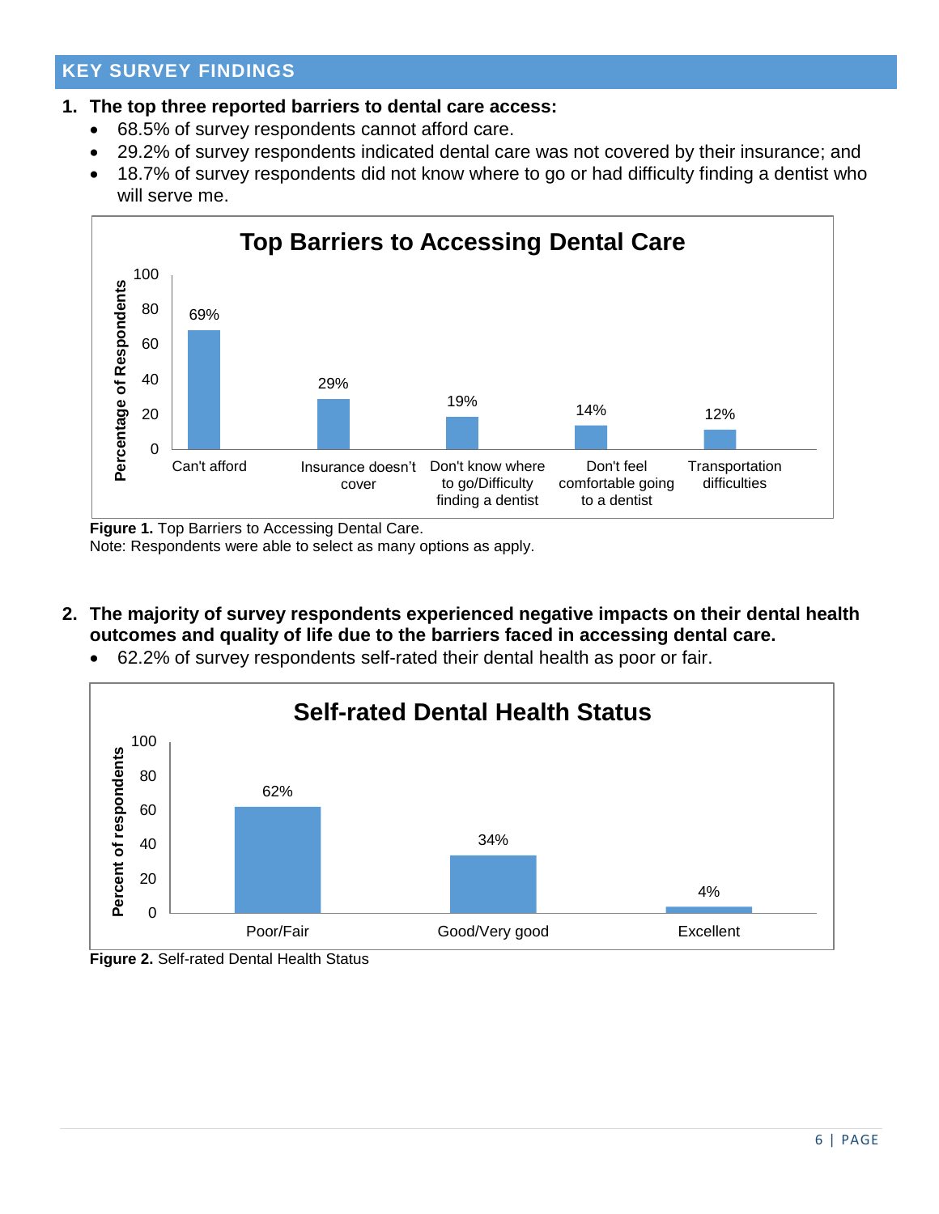## KEY SURVEY FINDINGS

1. **The top three reported barriers to dental care access:**
   - 68.5% of survey respondents cannot afford care.
   - 29.2% of survey respondents indicated dental care was not covered by their insurance; and
   - 18.7% of survey respondents did not know where to go or had difficulty finding a dentist who will serve me.

**Top Barriers to Accessing Dental Care**

| Barrier | Percentage of Respondents |
|---|---|
| Can't afford | 69% |
| Insurance doesn't cover | 29% |
| Don't know where to go/Difficulty finding a dentist | 19% |
| Don't feel comfortable going to a dentist | 14% |
| Transportation difficulties | 12% |

**Figure 1.** Top Barriers to Accessing Dental Care.
Note: Respondents were able to select as many options as apply.

2. **The majority of survey respondents experienced negative impacts on their dental health outcomes and quality of life due to the barriers faced in accessing dental care.**
   - 62.2% of survey respondents self-rated their dental health as poor or fair.

**Self-rated Dental Health Status**

| Status | Percent of respondents |
|---|---|
| Poor/Fair | 62% |
| Good/Very good | 34% |
| Excellent | 4% |

**Figure 2.** Self-rated Dental Health Status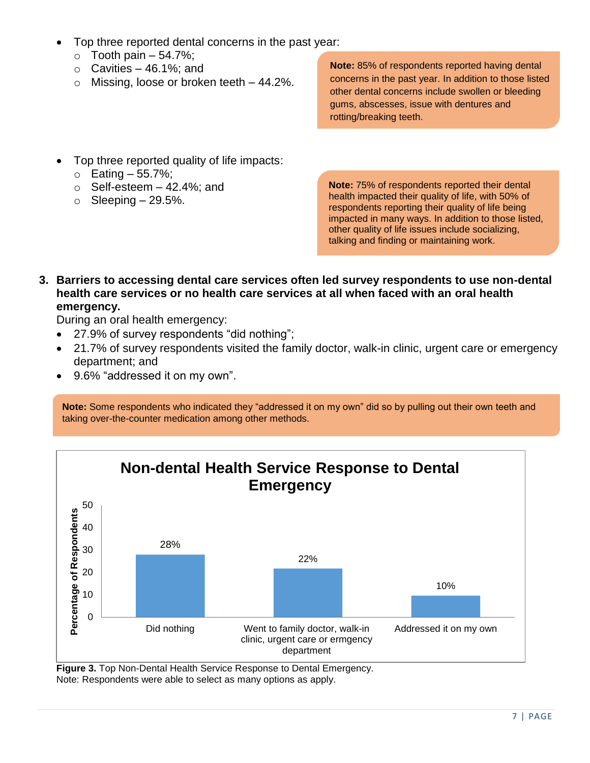- Top three reported dental concerns in the past year:
  - Tooth pain – 54.7%;
  - Cavities – 46.1%; and
  - Missing, loose or broken teeth – 44.2%.

> **Note:** 85% of respondents reported having dental concerns in the past year. In addition to those listed other dental concerns include swollen or bleeding gums, abscesses, issue with dentures and rotting/breaking teeth.

- Top three reported quality of life impacts:
  - Eating – 55.7%;
  - Self-esteem – 42.4%; and
  - Sleeping – 29.5%.

> **Note:** 75% of respondents reported their dental health impacted their quality of life, with 50% of respondents reporting their quality of life being impacted in many ways. In addition to those listed, other quality of life issues include socializing, talking and finding or maintaining work.

3. **Barriers to accessing dental care services often led survey respondents to use non-dental health care services or no health care services at all when faced with an oral health emergency.**

During an oral health emergency:

- 27.9% of survey respondents "did nothing";
- 21.7% of survey respondents visited the family doctor, walk-in clinic, urgent care or emergency department; and
- 9.6% "addressed it on my own".

> **Note:** Some respondents who indicated they "addressed it on my own" did so by pulling out their own teeth and taking over-the-counter medication among other methods.

**Non-dental Health Service Response to Dental Emergency**

| Response | Percentage of Respondents |
| --- | --- |
| Did nothing | 28% |
| Went to family doctor, walk-in clinic, urgent care or ermgency department | 22% |
| Addressed it on my own | 10% |

**Figure 3.** Top Non-Dental Health Service Response to Dental Emergency.
Note: Respondents were able to select as many options as apply.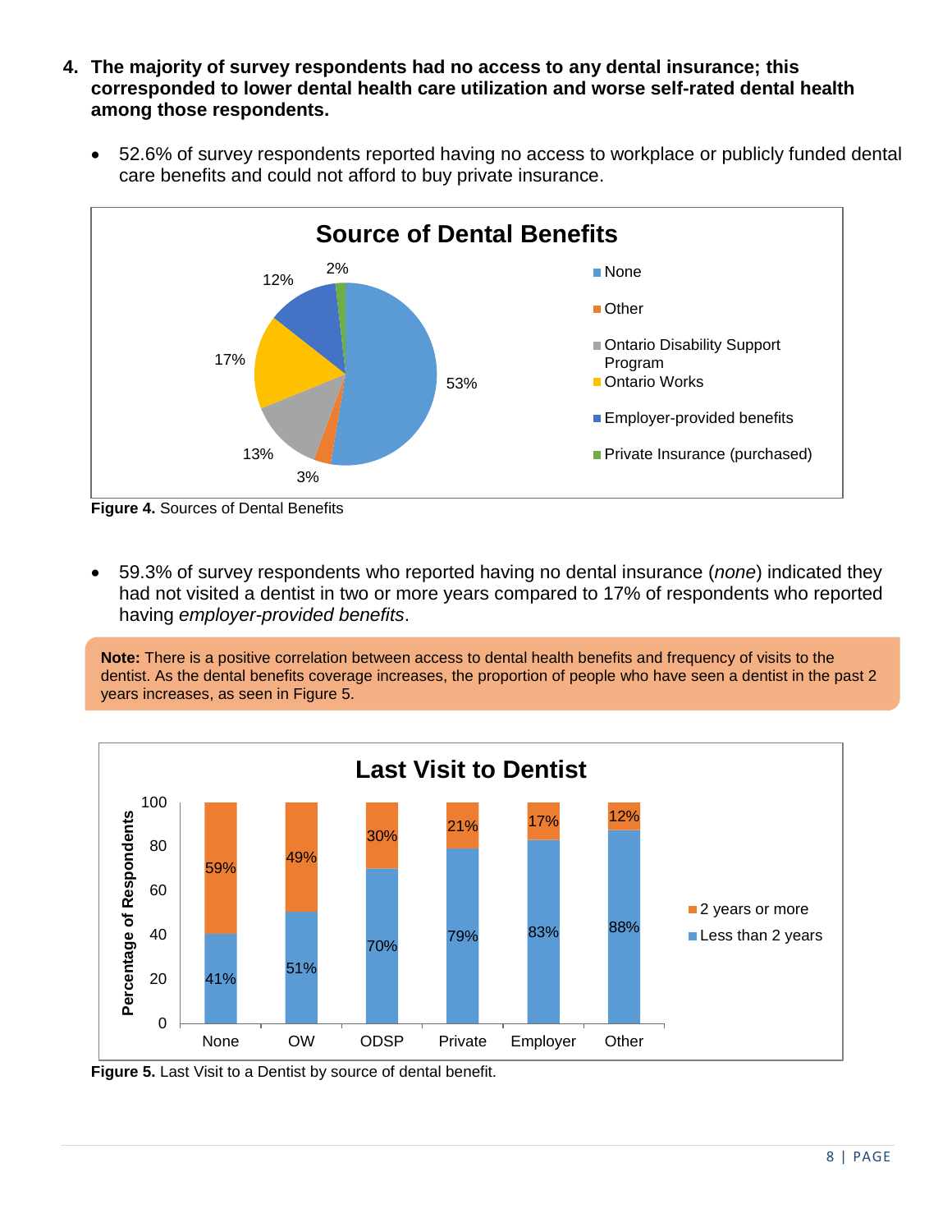4. **The majority of survey respondents had no access to any dental insurance; this corresponded to lower dental health care utilization and worse self-rated dental health among those respondents.**

- 52.6% of survey respondents reported having no access to workplace or publicly funded dental care benefits and could not afford to buy private insurance.

**Figure 4.** Sources of Dental Benefits

- 59.3% of survey respondents who reported having no dental insurance (*none*) indicated they had not visited a dentist in two or more years compared to 17% of respondents who reported having *employer-provided benefits*.

**Note:** There is a positive correlation between access to dental health benefits and frequency of visits to the dentist. As the dental benefits coverage increases, the proportion of people who have seen a dentist in the past 2 years increases, as seen in Figure 5.

**Figure 5.** Last Visit to a Dentist by source of dental benefit.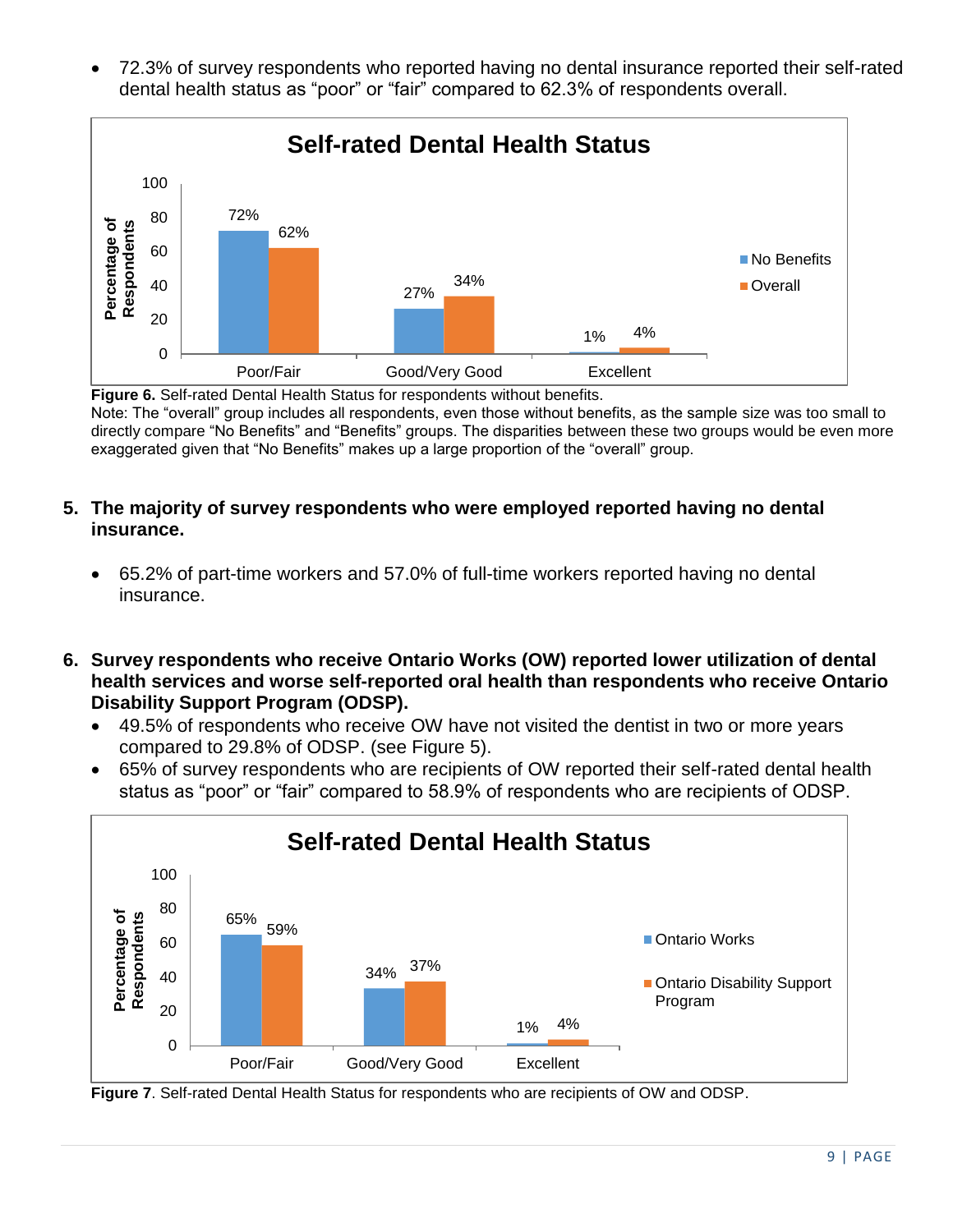- 72.3% of survey respondents who reported having no dental insurance reported their self-rated dental health status as "poor" or "fair" compared to 62.3% of respondents overall.

**Self-rated Dental Health Status**

| | No Benefits | Overall |
|---|---|---|
| Poor/Fair | 72% | 62% |
| Good/Very Good | 27% | 34% |
| Excellent | 1% | 4% |

**Figure 6.** Self-rated Dental Health Status for respondents without benefits.
Note: The "overall" group includes all respondents, even those without benefits, as the sample size was too small to directly compare "No Benefits" and "Benefits" groups. The disparities between these two groups would be even more exaggerated given that "No Benefits" makes up a large proportion of the "overall" group.

5. **The majority of survey respondents who were employed reported having no dental insurance.**

   - 65.2% of part-time workers and 57.0% of full-time workers reported having no dental insurance.

6. **Survey respondents who receive Ontario Works (OW) reported lower utilization of dental health services and worse self-reported oral health than respondents who receive Ontario Disability Support Program (ODSP).**
   - 49.5% of respondents who receive OW have not visited the dentist in two or more years compared to 29.8% of ODSP. (see Figure 5).
   - 65% of survey respondents who are recipients of OW reported their self-rated dental health status as "poor" or "fair" compared to 58.9% of respondents who are recipients of ODSP.

**Self-rated Dental Health Status**

| | Ontario Works | Ontario Disability Support Program |
|---|---|---|
| Poor/Fair | 65% | 59% |
| Good/Very Good | 34% | 37% |
| Excellent | 1% | 4% |

**Figure 7**. Self-rated Dental Health Status for respondents who are recipients of OW and ODSP.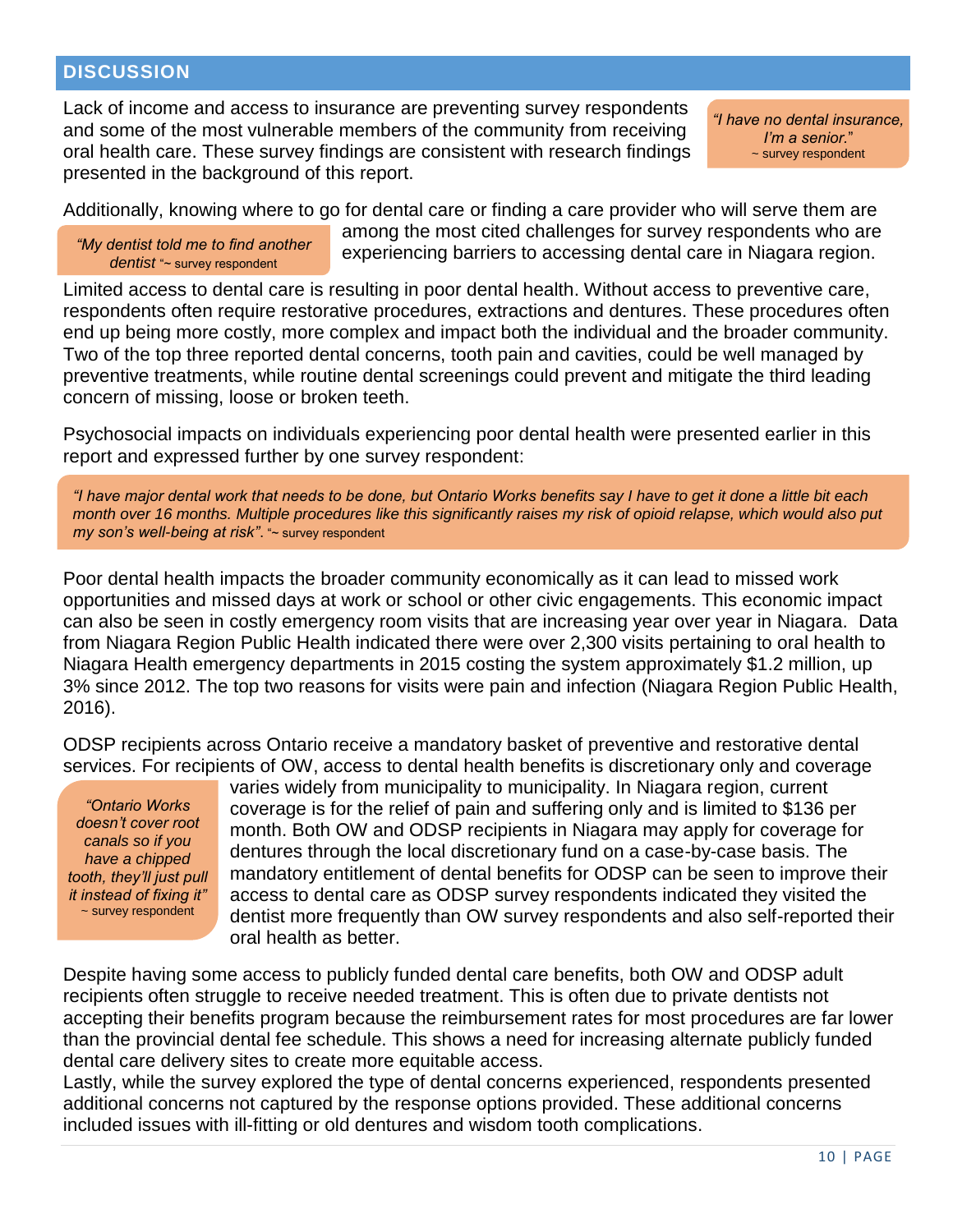## DISCUSSION

Lack of income and access to insurance are preventing survey respondents and some of the most vulnerable members of the community from receiving oral health care. These survey findings are consistent with research findings presented in the background of this report.

> *"I have no dental insurance, I'm a senior."* ~ survey respondent

Additionally, knowing where to go for dental care or finding a care provider who will serve them are among the most cited challenges for survey respondents who are experiencing barriers to accessing dental care in Niagara region.

> *"My dentist told me to find another dentist* "~ survey respondent

Limited access to dental care is resulting in poor dental health. Without access to preventive care, respondents often require restorative procedures, extractions and dentures. These procedures often end up being more costly, more complex and impact both the individual and the broader community. Two of the top three reported dental concerns, tooth pain and cavities, could be well managed by preventive treatments, while routine dental screenings could prevent and mitigate the third leading concern of missing, loose or broken teeth.

Psychosocial impacts on individuals experiencing poor dental health were presented earlier in this report and expressed further by one survey respondent:

> *"I have major dental work that needs to be done, but Ontario Works benefits say I have to get it done a little bit each month over 16 months. Multiple procedures like this significantly raises my risk of opioid relapse, which would also put my son's well-being at risk".* "~ survey respondent

Poor dental health impacts the broader community economically as it can lead to missed work opportunities and missed days at work or school or other civic engagements. This economic impact can also be seen in costly emergency room visits that are increasing year over year in Niagara. Data from Niagara Region Public Health indicated there were over 2,300 visits pertaining to oral health to Niagara Health emergency departments in 2015 costing the system approximately $1.2 million, up 3% since 2012. The top two reasons for visits were pain and infection (Niagara Region Public Health, 2016).

ODSP recipients across Ontario receive a mandatory basket of preventive and restorative dental services. For recipients of OW, access to dental health benefits is discretionary only and coverage varies widely from municipality to municipality. In Niagara region, current coverage is for the relief of pain and suffering only and is limited to $136 per month. Both OW and ODSP recipients in Niagara may apply for coverage for dentures through the local discretionary fund on a case-by-case basis. The mandatory entitlement of dental benefits for ODSP can be seen to improve their access to dental care as ODSP survey respondents indicated they visited the dentist more frequently than OW survey respondents and also self-reported their oral health as better.

> *"Ontario Works doesn't cover root canals so if you have a chipped tooth, they'll just pull it instead of fixing it"* ~ survey respondent

Despite having some access to publicly funded dental care benefits, both OW and ODSP adult recipients often struggle to receive needed treatment. This is often due to private dentists not accepting their benefits program because the reimbursement rates for most procedures are far lower than the provincial dental fee schedule. This shows a need for increasing alternate publicly funded dental care delivery sites to create more equitable access.

Lastly, while the survey explored the type of dental concerns experienced, respondents presented additional concerns not captured by the response options provided. These additional concerns included issues with ill-fitting or old dentures and wisdom tooth complications.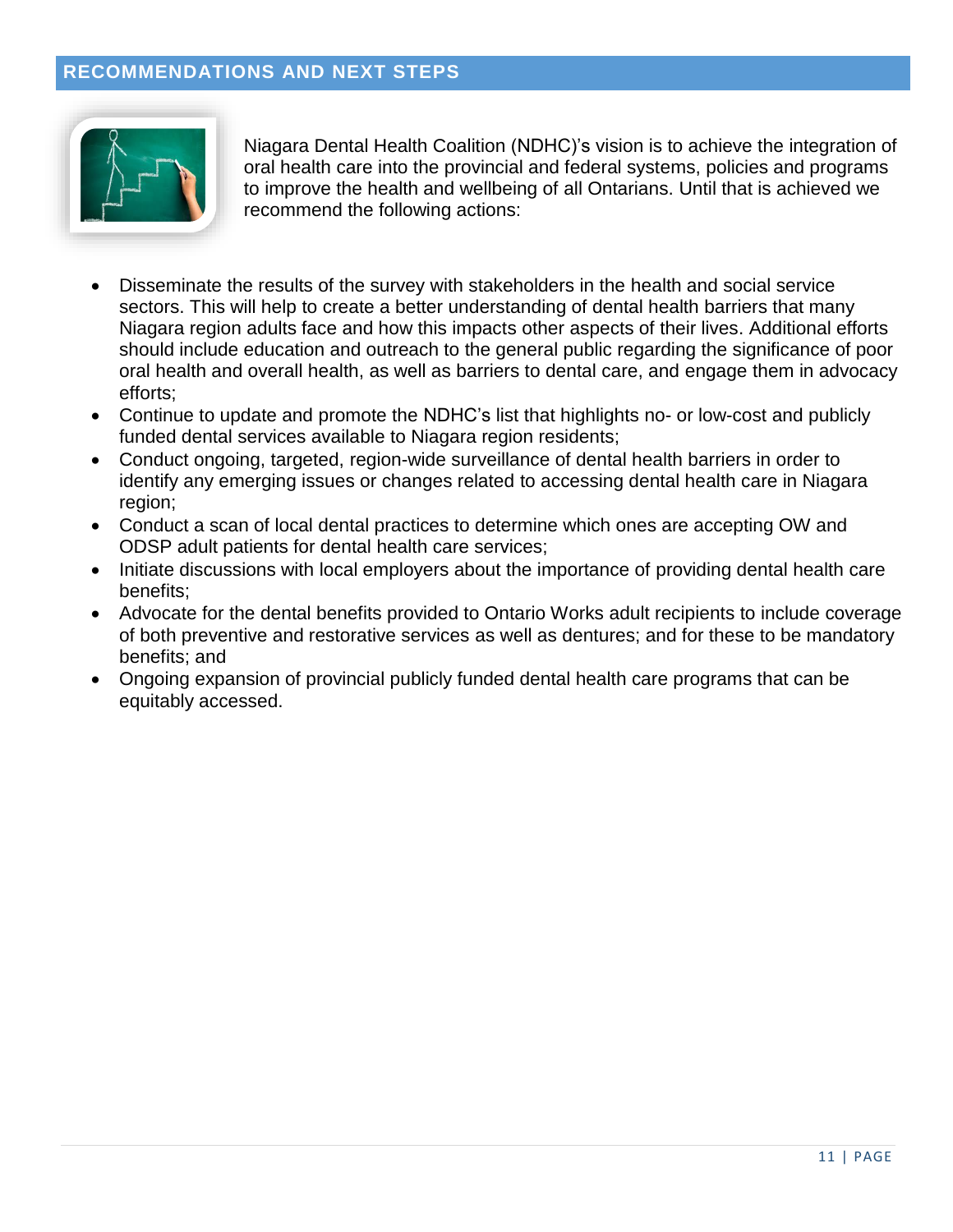## RECOMMENDATIONS AND NEXT STEPS

Niagara Dental Health Coalition (NDHC)'s vision is to achieve the integration of oral health care into the provincial and federal systems, policies and programs to improve the health and wellbeing of all Ontarians. Until that is achieved we recommend the following actions:

- Disseminate the results of the survey with stakeholders in the health and social service sectors. This will help to create a better understanding of dental health barriers that many Niagara region adults face and how this impacts other aspects of their lives. Additional efforts should include education and outreach to the general public regarding the significance of poor oral health and overall health, as well as barriers to dental care, and engage them in advocacy efforts;
- Continue to update and promote the NDHC's list that highlights no- or low-cost and publicly funded dental services available to Niagara region residents;
- Conduct ongoing, targeted, region-wide surveillance of dental health barriers in order to identify any emerging issues or changes related to accessing dental health care in Niagara region;
- Conduct a scan of local dental practices to determine which ones are accepting OW and ODSP adult patients for dental health care services;
- Initiate discussions with local employers about the importance of providing dental health care benefits;
- Advocate for the dental benefits provided to Ontario Works adult recipients to include coverage of both preventive and restorative services as well as dentures; and for these to be mandatory benefits; and
- Ongoing expansion of provincial publicly funded dental health care programs that can be equitably accessed.